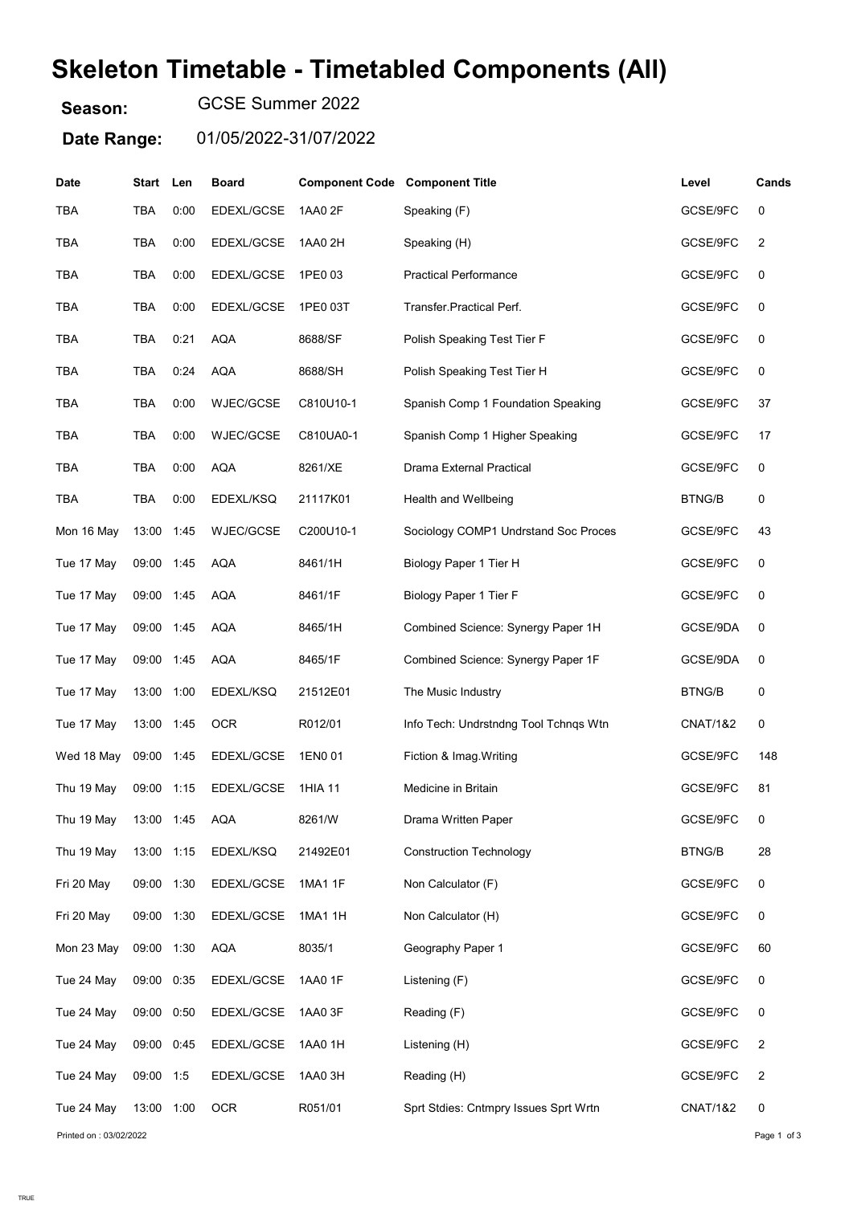# Skeleton Timetable - Timetabled Components (All)

**Season:** GCSE Summer 2022

**Date Range:** 01/05/2022-31/07/2022

| Date | Start | Len | Board | Component Code | Component Title | Level | Cands |
|---|---|---|---|---|---|---|---|
| TBA | TBA | 0:00 | EDEXL/GCSE | 1AA0 2F | Speaking (F) | GCSE/9FC | 0 |
| TBA | TBA | 0:00 | EDEXL/GCSE | 1AA0 2H | Speaking (H) | GCSE/9FC | 2 |
| TBA | TBA | 0:00 | EDEXL/GCSE | 1PE0 03 | Practical Performance | GCSE/9FC | 0 |
| TBA | TBA | 0:00 | EDEXL/GCSE | 1PE0 03T | Transfer.Practical Perf. | GCSE/9FC | 0 |
| TBA | TBA | 0:21 | AQA | 8688/SF | Polish Speaking Test Tier F | GCSE/9FC | 0 |
| TBA | TBA | 0:24 | AQA | 8688/SH | Polish Speaking Test Tier H | GCSE/9FC | 0 |
| TBA | TBA | 0:00 | WJEC/GCSE | C810U10-1 | Spanish Comp 1 Foundation Speaking | GCSE/9FC | 37 |
| TBA | TBA | 0:00 | WJEC/GCSE | C810UA0-1 | Spanish Comp 1 Higher Speaking | GCSE/9FC | 17 |
| TBA | TBA | 0:00 | AQA | 8261/XE | Drama External Practical | GCSE/9FC | 0 |
| TBA | TBA | 0:00 | EDEXL/KSQ | 21117K01 | Health and Wellbeing | BTNG/B | 0 |
| Mon 16 May | 13:00 | 1:45 | WJEC/GCSE | C200U10-1 | Sociology COMP1 Undrstand Soc Proces | GCSE/9FC | 43 |
| Tue 17 May | 09:00 | 1:45 | AQA | 8461/1H | Biology Paper 1 Tier H | GCSE/9FC | 0 |
| Tue 17 May | 09:00 | 1:45 | AQA | 8461/1F | Biology Paper 1 Tier F | GCSE/9FC | 0 |
| Tue 17 May | 09:00 | 1:45 | AQA | 8465/1H | Combined Science: Synergy Paper 1H | GCSE/9DA | 0 |
| Tue 17 May | 09:00 | 1:45 | AQA | 8465/1F | Combined Science: Synergy Paper 1F | GCSE/9DA | 0 |
| Tue 17 May | 13:00 | 1:00 | EDEXL/KSQ | 21512E01 | The Music Industry | BTNG/B | 0 |
| Tue 17 May | 13:00 | 1:45 | OCR | R012/01 | Info Tech: Undrstndng Tool Tchnqs Wtn | CNAT/1&2 | 0 |
| Wed 18 May | 09:00 | 1:45 | EDEXL/GCSE | 1EN0 01 | Fiction & Imag.Writing | GCSE/9FC | 148 |
| Thu 19 May | 09:00 | 1:15 | EDEXL/GCSE | 1HIA 11 | Medicine in Britain | GCSE/9FC | 81 |
| Thu 19 May | 13:00 | 1:45 | AQA | 8261/W | Drama Written Paper | GCSE/9FC | 0 |
| Thu 19 May | 13:00 | 1:15 | EDEXL/KSQ | 21492E01 | Construction Technology | BTNG/B | 28 |
| Fri 20 May | 09:00 | 1:30 | EDEXL/GCSE | 1MA1 1F | Non Calculator (F) | GCSE/9FC | 0 |
| Fri 20 May | 09:00 | 1:30 | EDEXL/GCSE | 1MA1 1H | Non Calculator (H) | GCSE/9FC | 0 |
| Mon 23 May | 09:00 | 1:30 | AQA | 8035/1 | Geography Paper 1 | GCSE/9FC | 60 |
| Tue 24 May | 09:00 | 0:35 | EDEXL/GCSE | 1AA0 1F | Listening (F) | GCSE/9FC | 0 |
| Tue 24 May | 09:00 | 0:50 | EDEXL/GCSE | 1AA0 3F | Reading (F) | GCSE/9FC | 0 |
| Tue 24 May | 09:00 | 0:45 | EDEXL/GCSE | 1AA0 1H | Listening (H) | GCSE/9FC | 2 |
| Tue 24 May | 09:00 | 1:5 | EDEXL/GCSE | 1AA0 3H | Reading (H) | GCSE/9FC | 2 |
| Tue 24 May | 13:00 | 1:00 | OCR | R051/01 | Sprt Stdies: Cntmpry Issues Sprt Wrtn | CNAT/1&2 | 0 |

Printed on : 03/02/2022

TRUE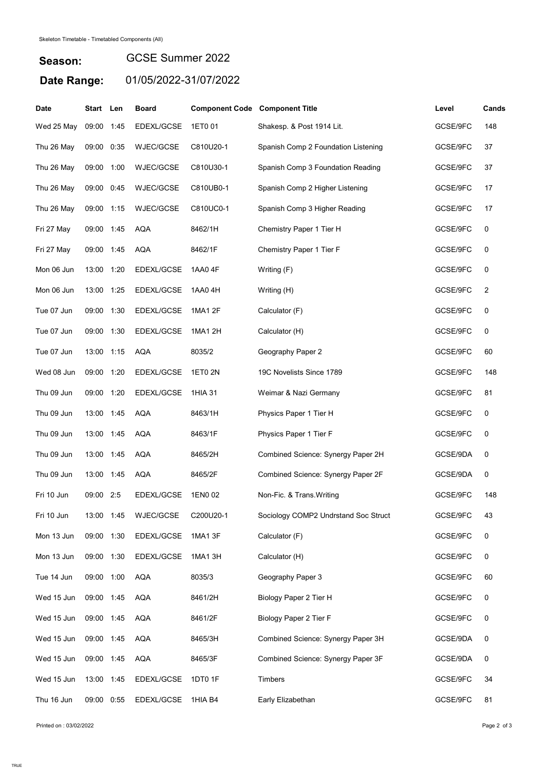Skeleton Timetable - Timetabled Components (All)

**Season:** GCSE Summer 2022

**Date Range:** 01/05/2022-31/07/2022

| Date | Start | Len | Board | Component Code | Component Title | Level | Cands |
|---|---|---|---|---|---|---|---|
| Wed 25 May | 09:00 | 1:45 | EDEXL/GCSE | 1ET0 01 | Shakesp. & Post 1914 Lit. | GCSE/9FC | 148 |
| Thu 26 May | 09:00 | 0:35 | WJEC/GCSE | C810U20-1 | Spanish Comp 2 Foundation Listening | GCSE/9FC | 37 |
| Thu 26 May | 09:00 | 1:00 | WJEC/GCSE | C810U30-1 | Spanish Comp 3 Foundation Reading | GCSE/9FC | 37 |
| Thu 26 May | 09:00 | 0:45 | WJEC/GCSE | C810UB0-1 | Spanish Comp 2 Higher Listening | GCSE/9FC | 17 |
| Thu 26 May | 09:00 | 1:15 | WJEC/GCSE | C810UC0-1 | Spanish Comp 3 Higher Reading | GCSE/9FC | 17 |
| Fri 27 May | 09:00 | 1:45 | AQA | 8462/1H | Chemistry Paper 1 Tier H | GCSE/9FC | 0 |
| Fri 27 May | 09:00 | 1:45 | AQA | 8462/1F | Chemistry Paper 1 Tier F | GCSE/9FC | 0 |
| Mon 06 Jun | 13:00 | 1:20 | EDEXL/GCSE | 1AA0 4F | Writing (F) | GCSE/9FC | 0 |
| Mon 06 Jun | 13:00 | 1:25 | EDEXL/GCSE | 1AA0 4H | Writing (H) | GCSE/9FC | 2 |
| Tue 07 Jun | 09:00 | 1:30 | EDEXL/GCSE | 1MA1 2F | Calculator (F) | GCSE/9FC | 0 |
| Tue 07 Jun | 09:00 | 1:30 | EDEXL/GCSE | 1MA1 2H | Calculator (H) | GCSE/9FC | 0 |
| Tue 07 Jun | 13:00 | 1:15 | AQA | 8035/2 | Geography Paper 2 | GCSE/9FC | 60 |
| Wed 08 Jun | 09:00 | 1:20 | EDEXL/GCSE | 1ET0 2N | 19C Novelists Since 1789 | GCSE/9FC | 148 |
| Thu 09 Jun | 09:00 | 1:20 | EDEXL/GCSE | 1HIA 31 | Weimar & Nazi Germany | GCSE/9FC | 81 |
| Thu 09 Jun | 13:00 | 1:45 | AQA | 8463/1H | Physics Paper 1 Tier H | GCSE/9FC | 0 |
| Thu 09 Jun | 13:00 | 1:45 | AQA | 8463/1F | Physics Paper 1 Tier F | GCSE/9FC | 0 |
| Thu 09 Jun | 13:00 | 1:45 | AQA | 8465/2H | Combined Science: Synergy Paper 2H | GCSE/9DA | 0 |
| Thu 09 Jun | 13:00 | 1:45 | AQA | 8465/2F | Combined Science: Synergy Paper 2F | GCSE/9DA | 0 |
| Fri 10 Jun | 09:00 | 2:5 | EDEXL/GCSE | 1EN0 02 | Non-Fic. & Trans.Writing | GCSE/9FC | 148 |
| Fri 10 Jun | 13:00 | 1:45 | WJEC/GCSE | C200U20-1 | Sociology COMP2 Undrstand Soc Struct | GCSE/9FC | 43 |
| Mon 13 Jun | 09:00 | 1:30 | EDEXL/GCSE | 1MA1 3F | Calculator (F) | GCSE/9FC | 0 |
| Mon 13 Jun | 09:00 | 1:30 | EDEXL/GCSE | 1MA1 3H | Calculator (H) | GCSE/9FC | 0 |
| Tue 14 Jun | 09:00 | 1:00 | AQA | 8035/3 | Geography Paper 3 | GCSE/9FC | 60 |
| Wed 15 Jun | 09:00 | 1:45 | AQA | 8461/2H | Biology Paper 2 Tier H | GCSE/9FC | 0 |
| Wed 15 Jun | 09:00 | 1:45 | AQA | 8461/2F | Biology Paper 2 Tier F | GCSE/9FC | 0 |
| Wed 15 Jun | 09:00 | 1:45 | AQA | 8465/3H | Combined Science: Synergy Paper 3H | GCSE/9DA | 0 |
| Wed 15 Jun | 09:00 | 1:45 | AQA | 8465/3F | Combined Science: Synergy Paper 3F | GCSE/9DA | 0 |
| Wed 15 Jun | 13:00 | 1:45 | EDEXL/GCSE | 1DT0 1F | Timbers | GCSE/9FC | 34 |
| Thu 16 Jun | 09:00 | 0:55 | EDEXL/GCSE | 1HIA B4 | Early Elizabethan | GCSE/9FC | 81 |

Printed on : 03/02/2022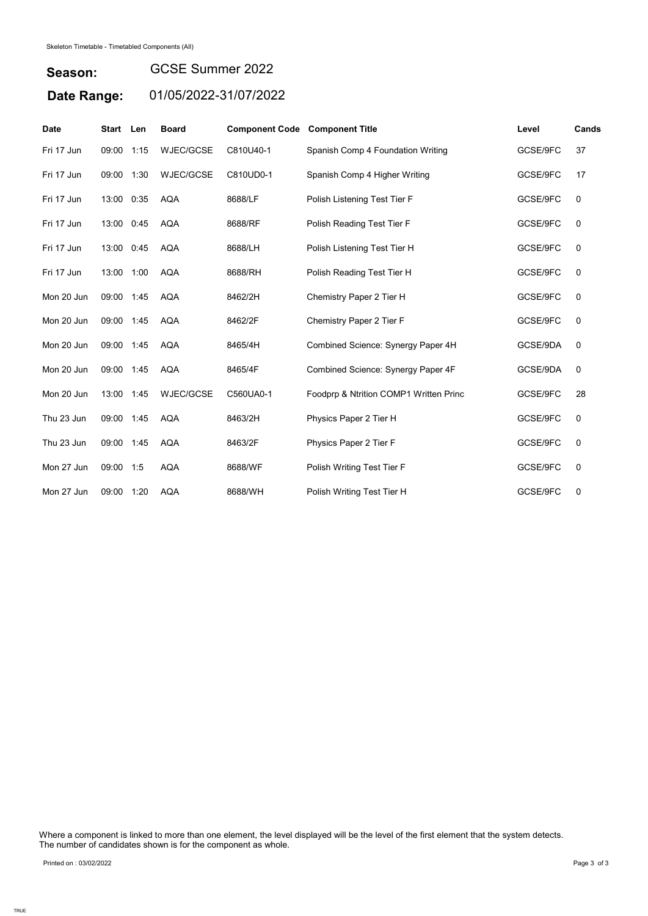Skeleton Timetable - Timetabled Components (All)

**Season:** GCSE Summer 2022

**Date Range:** 01/05/2022-31/07/2022

| Date | Start | Len | Board | Component Code | Component Title | Level | Cands |
|---|---|---|---|---|---|---|---|
| Fri 17 Jun | 09:00 | 1:15 | WJEC/GCSE | C810U40-1 | Spanish Comp 4 Foundation Writing | GCSE/9FC | 37 |
| Fri 17 Jun | 09:00 | 1:30 | WJEC/GCSE | C810UD0-1 | Spanish Comp 4 Higher Writing | GCSE/9FC | 17 |
| Fri 17 Jun | 13:00 | 0:35 | AQA | 8688/LF | Polish Listening Test Tier F | GCSE/9FC | 0 |
| Fri 17 Jun | 13:00 | 0:45 | AQA | 8688/RF | Polish Reading Test Tier F | GCSE/9FC | 0 |
| Fri 17 Jun | 13:00 | 0:45 | AQA | 8688/LH | Polish Listening Test Tier H | GCSE/9FC | 0 |
| Fri 17 Jun | 13:00 | 1:00 | AQA | 8688/RH | Polish Reading Test Tier H | GCSE/9FC | 0 |
| Mon 20 Jun | 09:00 | 1:45 | AQA | 8462/2H | Chemistry Paper 2 Tier H | GCSE/9FC | 0 |
| Mon 20 Jun | 09:00 | 1:45 | AQA | 8462/2F | Chemistry Paper 2 Tier F | GCSE/9FC | 0 |
| Mon 20 Jun | 09:00 | 1:45 | AQA | 8465/4H | Combined Science: Synergy Paper 4H | GCSE/9DA | 0 |
| Mon 20 Jun | 09:00 | 1:45 | AQA | 8465/4F | Combined Science: Synergy Paper 4F | GCSE/9DA | 0 |
| Mon 20 Jun | 13:00 | 1:45 | WJEC/GCSE | C560UA0-1 | Foodprp & Ntrition COMP1 Written Princ | GCSE/9FC | 28 |
| Thu 23 Jun | 09:00 | 1:45 | AQA | 8463/2H | Physics Paper 2 Tier H | GCSE/9FC | 0 |
| Thu 23 Jun | 09:00 | 1:45 | AQA | 8463/2F | Physics Paper 2 Tier F | GCSE/9FC | 0 |
| Mon 27 Jun | 09:00 | 1:5 | AQA | 8688/WF | Polish Writing Test Tier F | GCSE/9FC | 0 |
| Mon 27 Jun | 09:00 | 1:20 | AQA | 8688/WH | Polish Writing Test Tier H | GCSE/9FC | 0 |

Where a component is linked to more than one element, the level displayed will be the level of the first element that the system detects.
The number of candidates shown is for the component as whole.

Printed on : 03/02/2022

TRUE